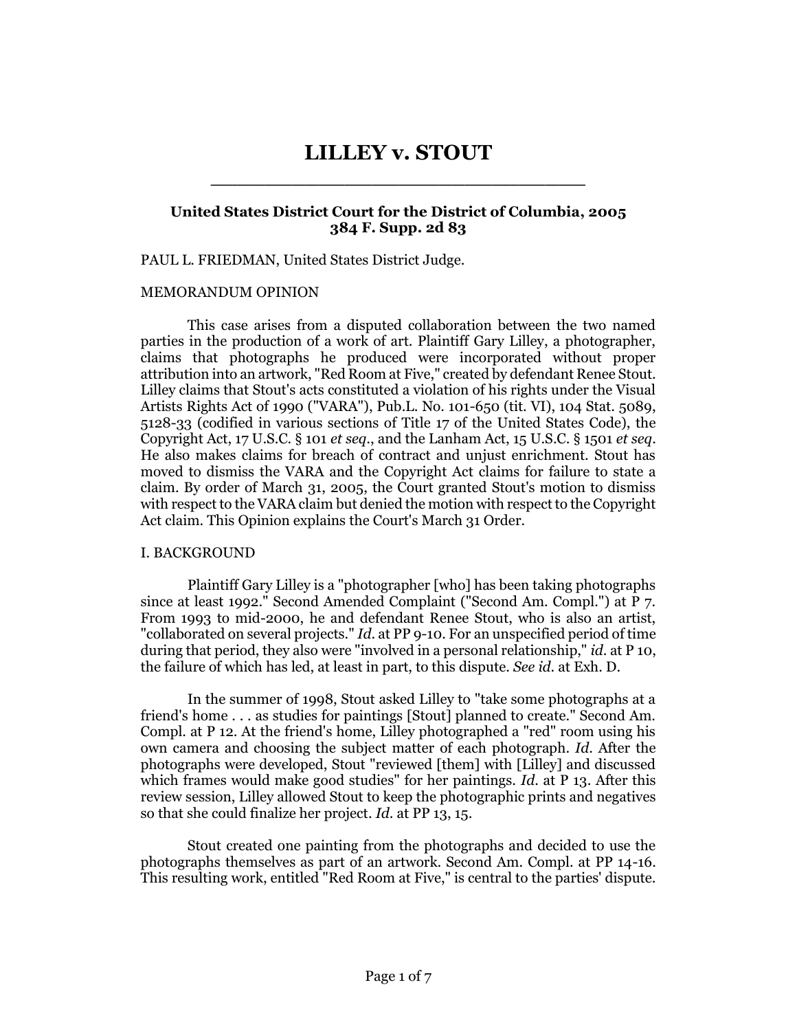# LILLEY v. STOUT

**United States District Court for the District of Columbia, 2005**
**384 F. Supp. 2d 83**

PAUL L. FRIEDMAN, United States District Judge.

MEMORANDUM OPINION

This case arises from a disputed collaboration between the two named parties in the production of a work of art. Plaintiff Gary Lilley, a photographer, claims that photographs he produced were incorporated without proper attribution into an artwork, "Red Room at Five," created by defendant Renee Stout. Lilley claims that Stout's acts constituted a violation of his rights under the Visual Artists Rights Act of 1990 ("VARA"), Pub.L. No. 101-650 (tit. VI), 104 Stat. 5089, 5128-33 (codified in various sections of Title 17 of the United States Code), the Copyright Act, 17 U.S.C. § 101 *et seq*., and the Lanham Act, 15 U.S.C. § 1501 *et seq*. He also makes claims for breach of contract and unjust enrichment. Stout has moved to dismiss the VARA and the Copyright Act claims for failure to state a claim. By order of March 31, 2005, the Court granted Stout's motion to dismiss with respect to the VARA claim but denied the motion with respect to the Copyright Act claim. This Opinion explains the Court's March 31 Order.

I. BACKGROUND

Plaintiff Gary Lilley is a "photographer [who] has been taking photographs since at least 1992." Second Amended Complaint ("Second Am. Compl.") at P 7. From 1993 to mid-2000, he and defendant Renee Stout, who is also an artist, "collaborated on several projects." *Id.* at PP 9-10. For an unspecified period of time during that period, they also were "involved in a personal relationship," *id.* at P 10, the failure of which has led, at least in part, to this dispute. *See id.* at Exh. D.

In the summer of 1998, Stout asked Lilley to "take some photographs at a friend's home . . . as studies for paintings [Stout] planned to create." Second Am. Compl. at P 12. At the friend's home, Lilley photographed a "red" room using his own camera and choosing the subject matter of each photograph. *Id.* After the photographs were developed, Stout "reviewed [them] with [Lilley] and discussed which frames would make good studies" for her paintings. *Id.* at P 13. After this review session, Lilley allowed Stout to keep the photographic prints and negatives so that she could finalize her project. *Id.* at PP 13, 15.

Stout created one painting from the photographs and decided to use the photographs themselves as part of an artwork. Second Am. Compl. at PP 14-16. This resulting work, entitled "Red Room at Five," is central to the parties' dispute.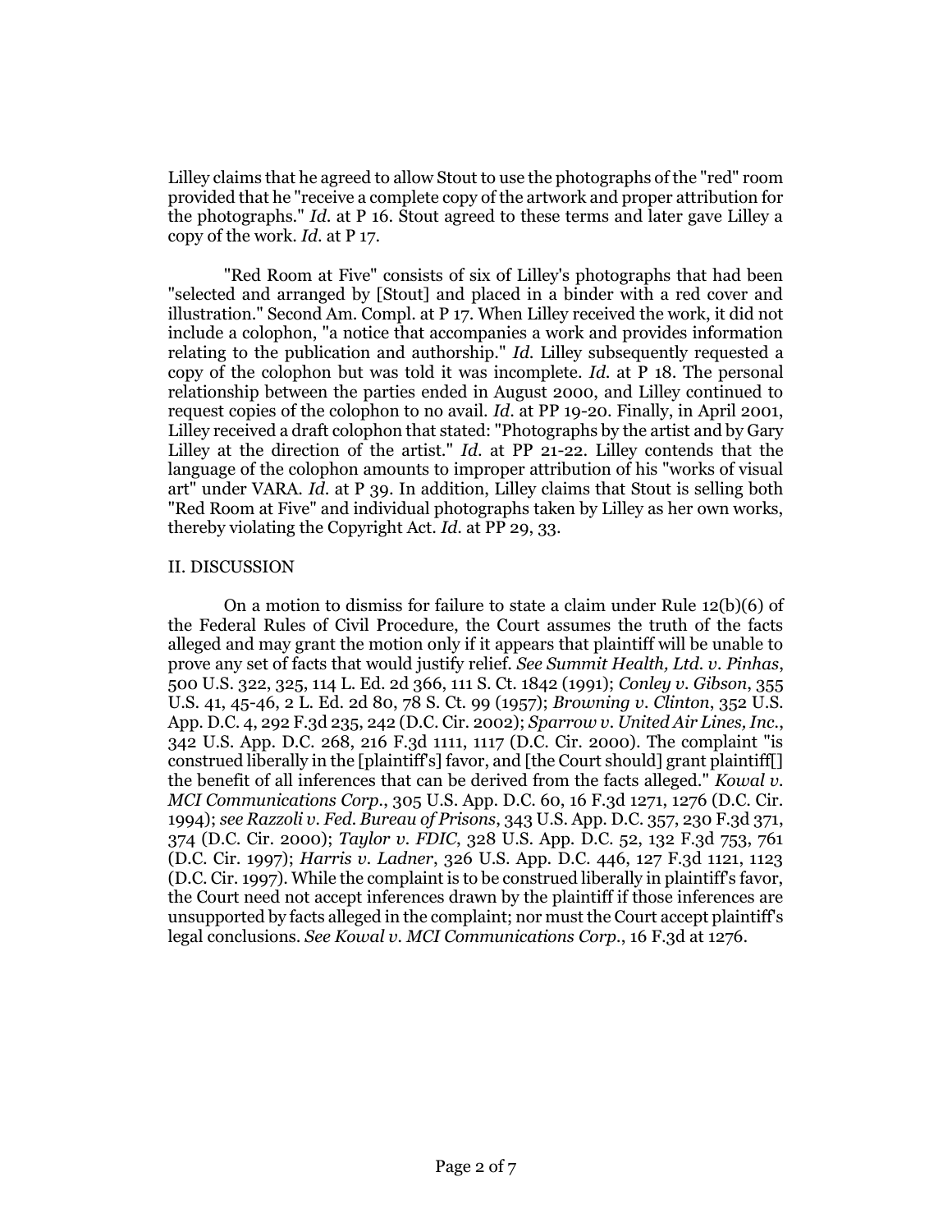Lilley claims that he agreed to allow Stout to use the photographs of the "red" room provided that he "receive a complete copy of the artwork and proper attribution for the photographs." *Id.* at P 16. Stout agreed to these terms and later gave Lilley a copy of the work. *Id.* at P 17.

"Red Room at Five" consists of six of Lilley's photographs that had been "selected and arranged by [Stout] and placed in a binder with a red cover and illustration." Second Am. Compl. at P 17. When Lilley received the work, it did not include a colophon, "a notice that accompanies a work and provides information relating to the publication and authorship." *Id.* Lilley subsequently requested a copy of the colophon but was told it was incomplete. *Id.* at P 18. The personal relationship between the parties ended in August 2000, and Lilley continued to request copies of the colophon to no avail. *Id.* at PP 19-20. Finally, in April 2001, Lilley received a draft colophon that stated: "Photographs by the artist and by Gary Lilley at the direction of the artist." *Id.* at PP 21-22. Lilley contends that the language of the colophon amounts to improper attribution of his "works of visual art" under VARA. *Id.* at P 39. In addition, Lilley claims that Stout is selling both "Red Room at Five" and individual photographs taken by Lilley as her own works, thereby violating the Copyright Act. *Id.* at PP 29, 33.

## II. DISCUSSION

On a motion to dismiss for failure to state a claim under Rule 12(b)(6) of the Federal Rules of Civil Procedure, the Court assumes the truth of the facts alleged and may grant the motion only if it appears that plaintiff will be unable to prove any set of facts that would justify relief. *See Summit Health, Ltd. v. Pinhas*, 500 U.S. 322, 325, 114 L. Ed. 2d 366, 111 S. Ct. 1842 (1991); *Conley v. Gibson*, 355 U.S. 41, 45-46, 2 L. Ed. 2d 80, 78 S. Ct. 99 (1957); *Browning v. Clinton*, 352 U.S. App. D.C. 4, 292 F.3d 235, 242 (D.C. Cir. 2002); *Sparrow v. United Air Lines, Inc.*, 342 U.S. App. D.C. 268, 216 F.3d 1111, 1117 (D.C. Cir. 2000). The complaint "is construed liberally in the [plaintiff's] favor, and [the Court should] grant plaintiff[] the benefit of all inferences that can be derived from the facts alleged." *Kowal v. MCI Communications Corp.*, 305 U.S. App. D.C. 60, 16 F.3d 1271, 1276 (D.C. Cir. 1994); *see Razzoli v. Fed. Bureau of Prisons*, 343 U.S. App. D.C. 357, 230 F.3d 371, 374 (D.C. Cir. 2000); *Taylor v. FDIC*, 328 U.S. App. D.C. 52, 132 F.3d 753, 761 (D.C. Cir. 1997); *Harris v. Ladner*, 326 U.S. App. D.C. 446, 127 F.3d 1121, 1123 (D.C. Cir. 1997). While the complaint is to be construed liberally in plaintiff's favor, the Court need not accept inferences drawn by the plaintiff if those inferences are unsupported by facts alleged in the complaint; nor must the Court accept plaintiff's legal conclusions. *See Kowal v. MCI Communications Corp.*, 16 F.3d at 1276.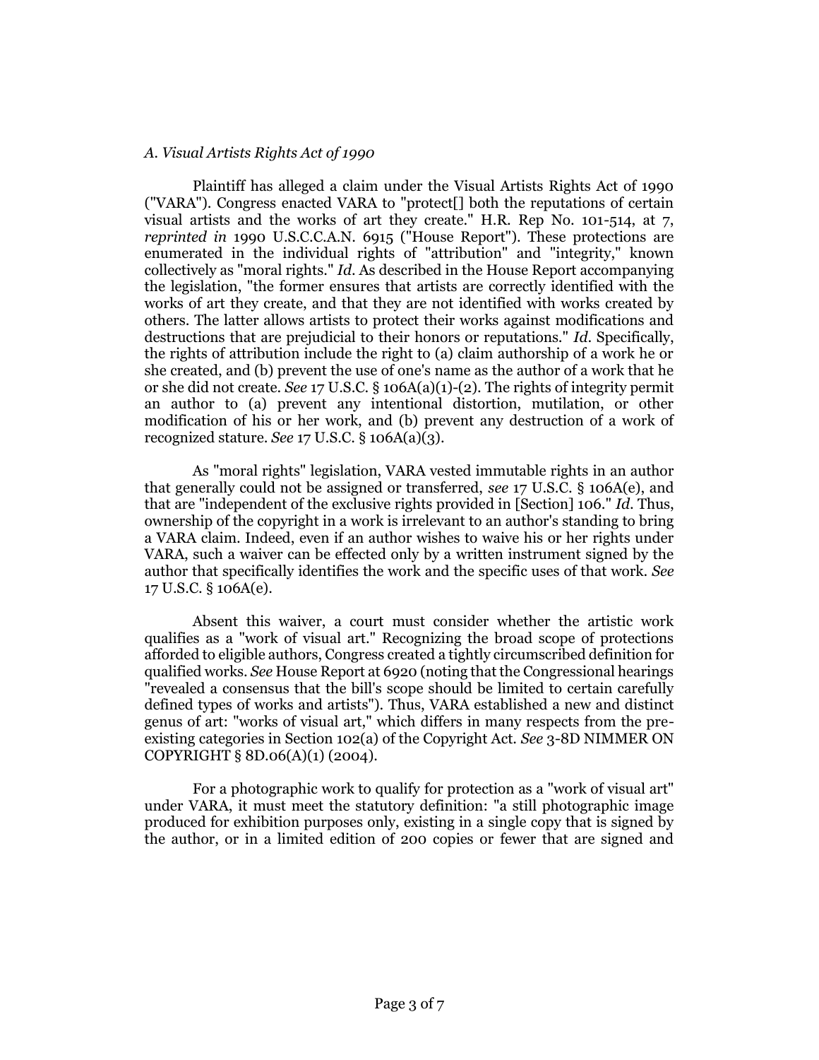*A. Visual Artists Rights Act of 1990*

Plaintiff has alleged a claim under the Visual Artists Rights Act of 1990 ("VARA"). Congress enacted VARA to "protect[] both the reputations of certain visual artists and the works of art they create." H.R. Rep No. 101-514, at 7, *reprinted in* 1990 U.S.C.C.A.N. 6915 ("House Report"). These protections are enumerated in the individual rights of "attribution" and "integrity," known collectively as "moral rights." *Id*. As described in the House Report accompanying the legislation, "the former ensures that artists are correctly identified with the works of art they create, and that they are not identified with works created by others. The latter allows artists to protect their works against modifications and destructions that are prejudicial to their honors or reputations." *Id*. Specifically, the rights of attribution include the right to (a) claim authorship of a work he or she created, and (b) prevent the use of one's name as the author of a work that he or she did not create. *See* 17 U.S.C. § 106A(a)(1)-(2). The rights of integrity permit an author to (a) prevent any intentional distortion, mutilation, or other modification of his or her work, and (b) prevent any destruction of a work of recognized stature. *See* 17 U.S.C. § 106A(a)(3).

As "moral rights" legislation, VARA vested immutable rights in an author that generally could not be assigned or transferred, *see* 17 U.S.C. § 106A(e), and that are "independent of the exclusive rights provided in [Section] 106." *Id*. Thus, ownership of the copyright in a work is irrelevant to an author's standing to bring a VARA claim. Indeed, even if an author wishes to waive his or her rights under VARA, such a waiver can be effected only by a written instrument signed by the author that specifically identifies the work and the specific uses of that work. *See* 17 U.S.C. § 106A(e).

Absent this waiver, a court must consider whether the artistic work qualifies as a "work of visual art." Recognizing the broad scope of protections afforded to eligible authors, Congress created a tightly circumscribed definition for qualified works. *See* House Report at 6920 (noting that the Congressional hearings "revealed a consensus that the bill's scope should be limited to certain carefully defined types of works and artists"). Thus, VARA established a new and distinct genus of art: "works of visual art," which differs in many respects from the pre-existing categories in Section 102(a) of the Copyright Act. *See* 3-8D NIMMER ON COPYRIGHT § 8D.06(A)(1) (2004).

For a photographic work to qualify for protection as a "work of visual art" under VARA, it must meet the statutory definition: "a still photographic image produced for exhibition purposes only, existing in a single copy that is signed by the author, or in a limited edition of 200 copies or fewer that are signed and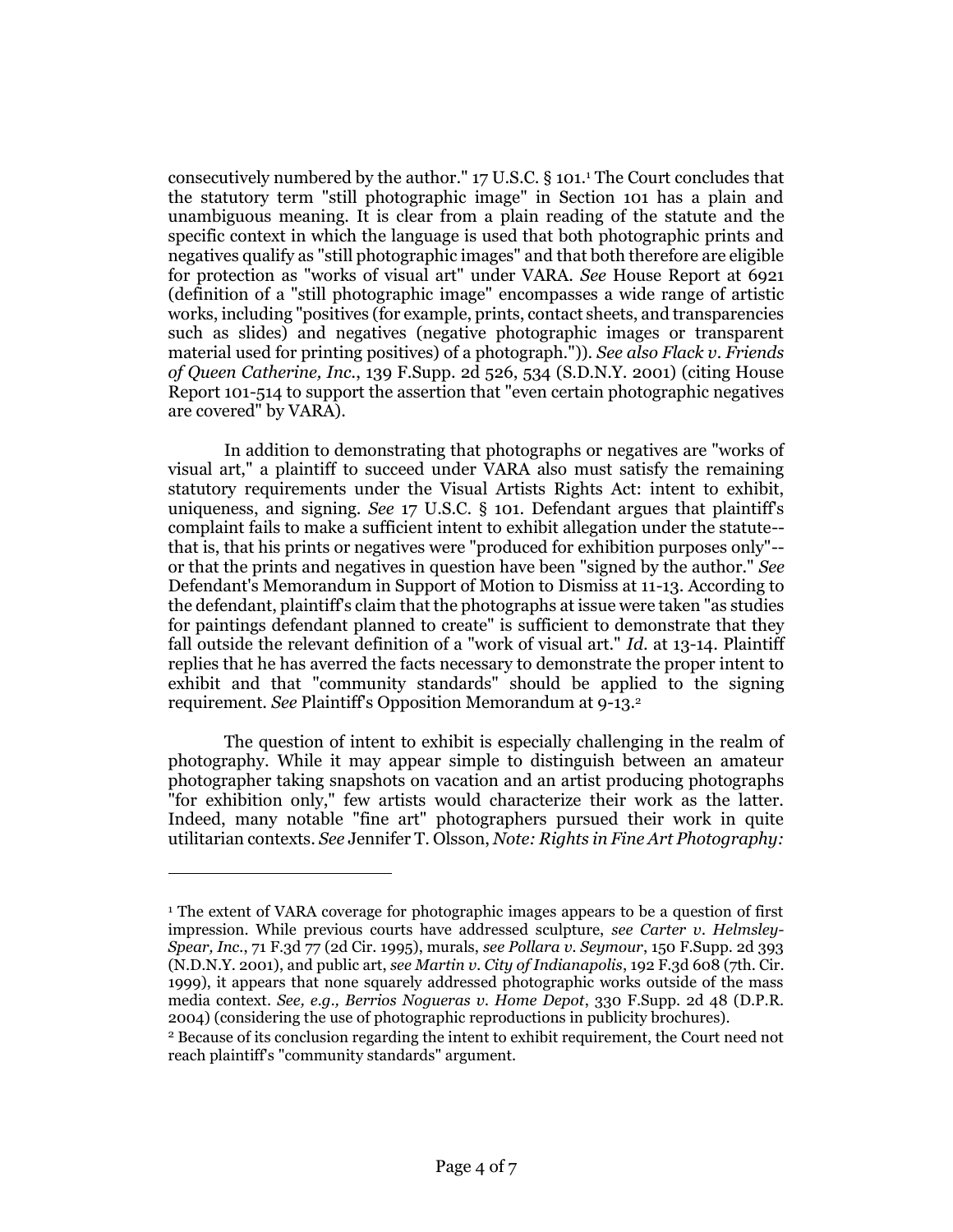consecutively numbered by the author." 17 U.S.C. § 101.[1] The Court concludes that the statutory term "still photographic image" in Section 101 has a plain and unambiguous meaning. It is clear from a plain reading of the statute and the specific context in which the language is used that both photographic prints and negatives qualify as "still photographic images" and that both therefore are eligible for protection as "works of visual art" under VARA. *See* House Report at 6921 (definition of a "still photographic image" encompasses a wide range of artistic works, including "positives (for example, prints, contact sheets, and transparencies such as slides) and negatives (negative photographic images or transparent material used for printing positives) of a photograph.")). *See also Flack v. Friends of Queen Catherine, Inc.*, 139 F.Supp. 2d 526, 534 (S.D.N.Y. 2001) (citing House Report 101-514 to support the assertion that "even certain photographic negatives are covered" by VARA).

In addition to demonstrating that photographs or negatives are "works of visual art," a plaintiff to succeed under VARA also must satisfy the remaining statutory requirements under the Visual Artists Rights Act: intent to exhibit, uniqueness, and signing. *See* 17 U.S.C. § 101. Defendant argues that plaintiff's complaint fails to make a sufficient intent to exhibit allegation under the statute--that is, that his prints or negatives were "produced for exhibition purposes only"--or that the prints and negatives in question have been "signed by the author." *See* Defendant's Memorandum in Support of Motion to Dismiss at 11-13. According to the defendant, plaintiff's claim that the photographs at issue were taken "as studies for paintings defendant planned to create" is sufficient to demonstrate that they fall outside the relevant definition of a "work of visual art." *Id.* at 13-14. Plaintiff replies that he has averred the facts necessary to demonstrate the proper intent to exhibit and that "community standards" should be applied to the signing requirement. *See* Plaintiff's Opposition Memorandum at 9-13.[2]

The question of intent to exhibit is especially challenging in the realm of photography. While it may appear simple to distinguish between an amateur photographer taking snapshots on vacation and an artist producing photographs "for exhibition only," few artists would characterize their work as the latter. Indeed, many notable "fine art" photographers pursued their work in quite utilitarian contexts. *See* Jennifer T. Olsson, *Note: Rights in Fine Art Photography:*

---

[1] The extent of VARA coverage for photographic images appears to be a question of first impression. While previous courts have addressed sculpture, *see Carter v. Helmsley-Spear, Inc.*, 71 F.3d 77 (2d Cir. 1995), murals, *see Pollara v. Seymour*, 150 F.Supp. 2d 393 (N.D.N.Y. 2001), and public art, *see Martin v. City of Indianapolis*, 192 F.3d 608 (7th Cir. 1999), it appears that none squarely addressed photographic works outside of the mass media context. *See, e.g., Berrios Nogueras v. Home Depot*, 330 F.Supp. 2d 48 (D.P.R. 2004) (considering the use of photographic reproductions in publicity brochures).

[2] Because of its conclusion regarding the intent to exhibit requirement, the Court need not reach plaintiff's "community standards" argument.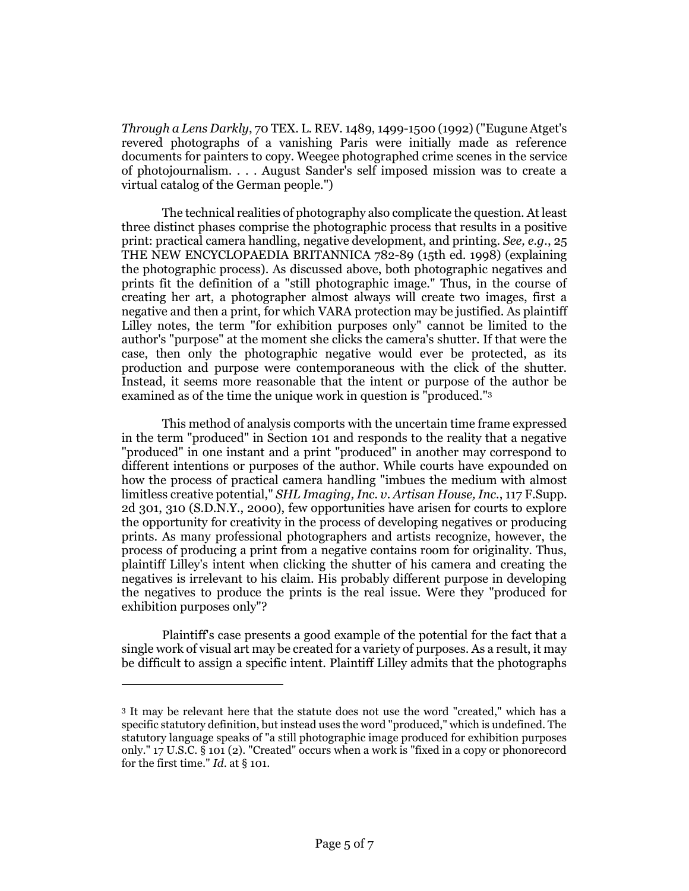*Through a Lens Darkly*, 70 TEX. L. REV. 1489, 1499-1500 (1992) ("Eugune Atget's revered photographs of a vanishing Paris were initially made as reference documents for painters to copy. Weegee photographed crime scenes in the service of photojournalism. . . . August Sander's self imposed mission was to create a virtual catalog of the German people.")

The technical realities of photography also complicate the question. At least three distinct phases comprise the photographic process that results in a positive print: practical camera handling, negative development, and printing. *See, e.g.*, 25 THE NEW ENCYCLOPAEDIA BRITANNICA 782-89 (15th ed. 1998) (explaining the photographic process). As discussed above, both photographic negatives and prints fit the definition of a "still photographic image." Thus, in the course of creating her art, a photographer almost always will create two images, first a negative and then a print, for which VARA protection may be justified. As plaintiff Lilley notes, the term "for exhibition purposes only" cannot be limited to the author's "purpose" at the moment she clicks the camera's shutter. If that were the case, then only the photographic negative would ever be protected, as its production and purpose were contemporaneous with the click of the shutter. Instead, it seems more reasonable that the intent or purpose of the author be examined as of the time the unique work in question is "produced."[3]

This method of analysis comports with the uncertain time frame expressed in the term "produced" in Section 101 and responds to the reality that a negative "produced" in one instant and a print "produced" in another may correspond to different intentions or purposes of the author. While courts have expounded on how the process of practical camera handling "imbues the medium with almost limitless creative potential," *SHL Imaging, Inc. v. Artisan House, Inc.*, 117 F.Supp. 2d 301, 310 (S.D.N.Y., 2000), few opportunities have arisen for courts to explore the opportunity for creativity in the process of developing negatives or producing prints. As many professional photographers and artists recognize, however, the process of producing a print from a negative contains room for originality. Thus, plaintiff Lilley's intent when clicking the shutter of his camera and creating the negatives is irrelevant to his claim. His probably different purpose in developing the negatives to produce the prints is the real issue. Were they "produced for exhibition purposes only"?

Plaintiff's case presents a good example of the potential for the fact that a single work of visual art may be created for a variety of purposes. As a result, it may be difficult to assign a specific intent. Plaintiff Lilley admits that the photographs

---

[3] It may be relevant here that the statute does not use the word "created," which has a specific statutory definition, but instead uses the word "produced," which is undefined. The statutory language speaks of "a still photographic image produced for exhibition purposes only." 17 U.S.C. § 101 (2). "Created" occurs when a work is "fixed in a copy or phonorecord for the first time." *Id.* at § 101.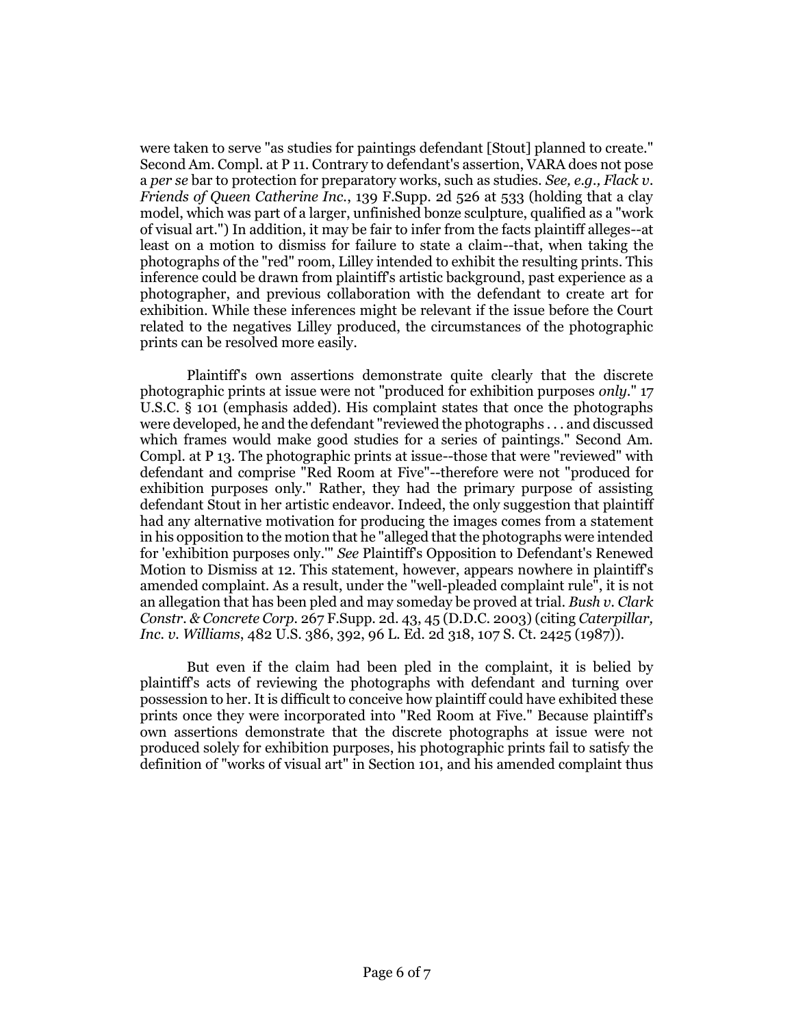were taken to serve "as studies for paintings defendant [Stout] planned to create." Second Am. Compl. at P 11. Contrary to defendant's assertion, VARA does not pose a *per se* bar to protection for preparatory works, such as studies. *See, e.g., Flack v. Friends of Queen Catherine Inc.*, 139 F.Supp. 2d 526 at 533 (holding that a clay model, which was part of a larger, unfinished bonze sculpture, qualified as a "work of visual art.") In addition, it may be fair to infer from the facts plaintiff alleges--at least on a motion to dismiss for failure to state a claim--that, when taking the photographs of the "red" room, Lilley intended to exhibit the resulting prints. This inference could be drawn from plaintiff's artistic background, past experience as a photographer, and previous collaboration with the defendant to create art for exhibition. While these inferences might be relevant if the issue before the Court related to the negatives Lilley produced, the circumstances of the photographic prints can be resolved more easily.

Plaintiff's own assertions demonstrate quite clearly that the discrete photographic prints at issue were not "produced for exhibition purposes *only*." 17 U.S.C. § 101 (emphasis added). His complaint states that once the photographs were developed, he and the defendant "reviewed the photographs . . . and discussed which frames would make good studies for a series of paintings." Second Am. Compl. at P 13. The photographic prints at issue--those that were "reviewed" with defendant and comprise "Red Room at Five"--therefore were not "produced for exhibition purposes only." Rather, they had the primary purpose of assisting defendant Stout in her artistic endeavor. Indeed, the only suggestion that plaintiff had any alternative motivation for producing the images comes from a statement in his opposition to the motion that he "alleged that the photographs were intended for 'exhibition purposes only.'" *See* Plaintiff's Opposition to Defendant's Renewed Motion to Dismiss at 12. This statement, however, appears nowhere in plaintiff's amended complaint. As a result, under the "well-pleaded complaint rule", it is not an allegation that has been pled and may someday be proved at trial. *Bush v. Clark Constr. & Concrete Corp.* 267 F.Supp. 2d. 43, 45 (D.D.C. 2003) (citing *Caterpillar, Inc. v. Williams*, 482 U.S. 386, 392, 96 L. Ed. 2d 318, 107 S. Ct. 2425 (1987)).

But even if the claim had been pled in the complaint, it is belied by plaintiff's acts of reviewing the photographs with defendant and turning over possession to her. It is difficult to conceive how plaintiff could have exhibited these prints once they were incorporated into "Red Room at Five." Because plaintiff's own assertions demonstrate that the discrete photographs at issue were not produced solely for exhibition purposes, his photographic prints fail to satisfy the definition of "works of visual art" in Section 101, and his amended complaint thus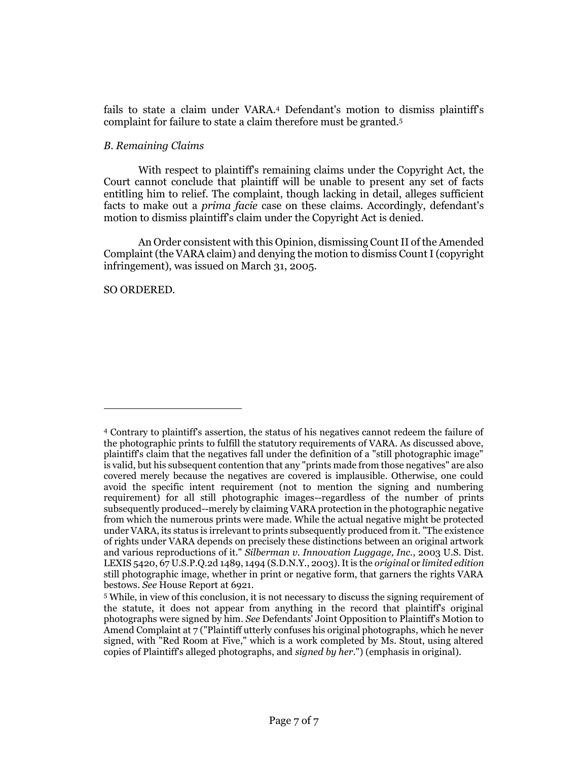fails to state a claim under VARA.[4] Defendant's motion to dismiss plaintiff's complaint for failure to state a claim therefore must be granted.[5]

*B. Remaining Claims*

With respect to plaintiff's remaining claims under the Copyright Act, the Court cannot conclude that plaintiff will be unable to present any set of facts entitling him to relief. The complaint, though lacking in detail, alleges sufficient facts to make out a *prima facie* case on these claims. Accordingly, defendant's motion to dismiss plaintiff's claim under the Copyright Act is denied.

An Order consistent with this Opinion, dismissing Count II of the Amended Complaint (the VARA claim) and denying the motion to dismiss Count I (copyright infringement), was issued on March 31, 2005.

SO ORDERED.

---

[4] Contrary to plaintiff's assertion, the status of his negatives cannot redeem the failure of the photographic prints to fulfill the statutory requirements of VARA. As discussed above, plaintiff's claim that the negatives fall under the definition of a "still photographic image" is valid, but his subsequent contention that any "prints made from those negatives" are also covered merely because the negatives are covered is implausible. Otherwise, one could avoid the specific intent requirement (not to mention the signing and numbering requirement) for all still photographic images--regardless of the number of prints subsequently produced--merely by claiming VARA protection in the photographic negative from which the numerous prints were made. While the actual negative might be protected under VARA, its status is irrelevant to prints subsequently produced from it. "The existence of rights under VARA depends on precisely these distinctions between an original artwork and various reproductions of it." *Silberman v. Innovation Luggage, Inc.*, 2003 U.S. Dist. LEXIS 5420, 67 U.S.P.Q.2d 1489, 1494 (S.D.N.Y., 2003). It is the *original* or *limited edition* still photographic image, whether in print or negative form, that garners the rights VARA bestows. *See* House Report at 6921.

[5] While, in view of this conclusion, it is not necessary to discuss the signing requirement of the statute, it does not appear from anything in the record that plaintiff's original photographs were signed by him. *See* Defendants' Joint Opposition to Plaintiff's Motion to Amend Complaint at 7 ("Plaintiff utterly confuses his original photographs, which he never signed, with "Red Room at Five," which is a work completed by Ms. Stout, using altered copies of Plaintiff's alleged photographs, and *signed by her*.") (emphasis in original).